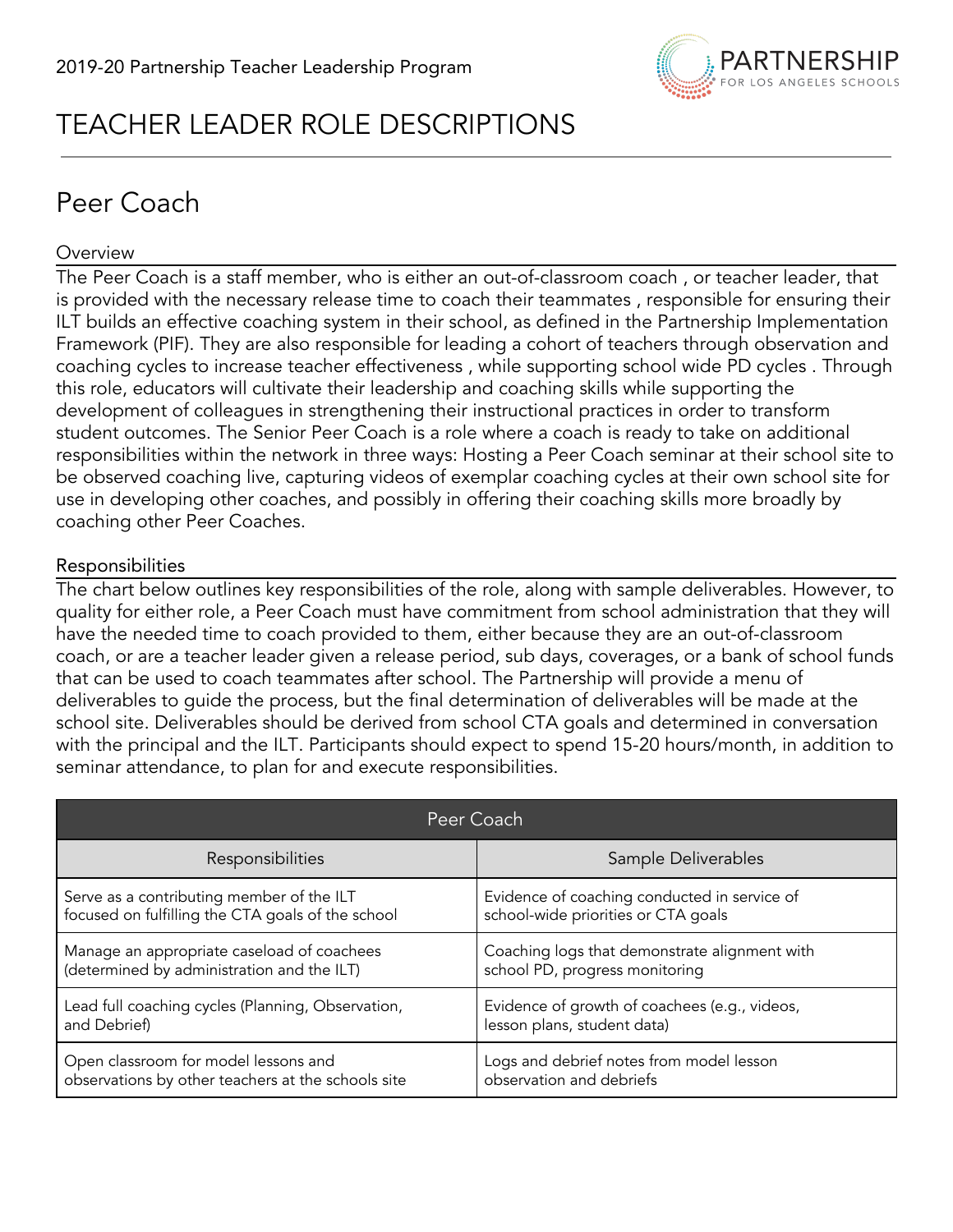2019-20 Partnership Teacher Leadership Program

# TEACHER LEADER ROLE DESCRIPTIONS

## Peer Coach

### Overview

The Peer Coach is a staff member, who is either an out-of-classroom coach , or teacher leader, that is provided with the necessary release time to coach their teammates , responsible for ensuring their ILT builds an effective coaching system in their school, as defined in the Partnership Implementation Framework (PIF). They are also responsible for leading a cohort of teachers through observation and coaching cycles to increase teacher effectiveness , while supporting school wide PD cycles . Through this role, educators will cultivate their leadership and coaching skills while supporting the development of colleagues in strengthening their instructional practices in order to transform student outcomes. The Senior Peer Coach is a role where a coach is ready to take on additional responsibilities within the network in three ways: Hosting a Peer Coach seminar at their school site to be observed coaching live, capturing videos of exemplar coaching cycles at their own school site for use in developing other coaches, and possibly in offering their coaching skills more broadly by coaching other Peer Coaches.

### Responsibilities

The chart below outlines key responsibilities of the role, along with sample deliverables. However, to quality for either role, a Peer Coach must have commitment from school administration that they will have the needed time to coach provided to them, either because they are an out-of-classroom coach, or are a teacher leader given a release period, sub days, coverages, or a bank of school funds that can be used to coach teammates after school. The Partnership will provide a menu of deliverables to guide the process, but the final determination of deliverables will be made at the school site. Deliverables should be derived from school CTA goals and determined in conversation with the principal and the ILT. Participants should expect to spend 15-20 hours/month, in addition to seminar attendance, to plan for and execute responsibilities.

| Peer Coach | |
|---|---|
| **Responsibilities** | **Sample Deliverables** |
| Serve as a contributing member of the ILT focused on fulfilling the CTA goals of the school | Evidence of coaching conducted in service of school-wide priorities or CTA goals |
| Manage an appropriate caseload of coachees (determined by administration and the ILT) | Coaching logs that demonstrate alignment with school PD, progress monitoring |
| Lead full coaching cycles (Planning, Observation, and Debrief) | Evidence of growth of coachees (e.g., videos, lesson plans, student data) |
| Open classroom for model lessons and observations by other teachers at the schools site | Logs and debrief notes from model lesson observation and debriefs |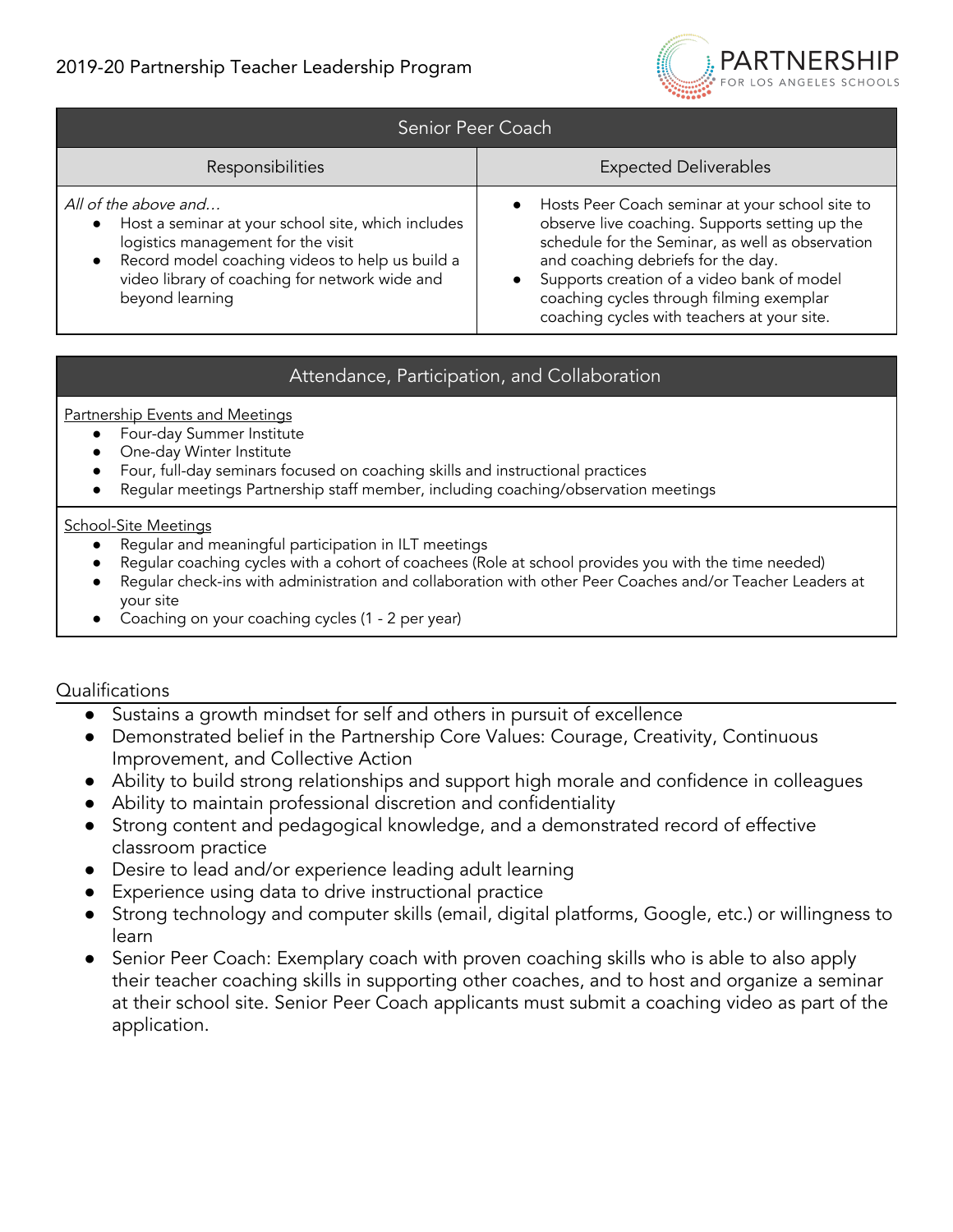| Senior Peer Coach | |
|---|---|
| **Responsibilities** | **Expected Deliverables** |
| *All of the above and…*<br>• Host a seminar at your school site, which includes logistics management for the visit<br>• Record model coaching videos to help us build a video library of coaching for network wide and beyond learning | • Hosts Peer Coach seminar at your school site to observe live coaching. Supports setting up the schedule for the Seminar, as well as observation and coaching debriefs for the day.<br>• Supports creation of a video bank of model coaching cycles through filming exemplar coaching cycles with teachers at your site. |

## Attendance, Participation, and Collaboration

Partnership Events and Meetings

- Four-day Summer Institute
- One-day Winter Institute
- Four, full-day seminars focused on coaching skills and instructional practices
- Regular meetings Partnership staff member, including coaching/observation meetings

School-Site Meetings

- Regular and meaningful participation in ILT meetings
- Regular coaching cycles with a cohort of coachees (Role at school provides you with the time needed)
- Regular check-ins with administration and collaboration with other Peer Coaches and/or Teacher Leaders at your site
- Coaching on your coaching cycles (1 - 2 per year)

## Qualifications

- Sustains a growth mindset for self and others in pursuit of excellence
- Demonstrated belief in the Partnership Core Values: Courage, Creativity, Continuous Improvement, and Collective Action
- Ability to build strong relationships and support high morale and confidence in colleagues
- Ability to maintain professional discretion and confidentiality
- Strong content and pedagogical knowledge, and a demonstrated record of effective classroom practice
- Desire to lead and/or experience leading adult learning
- Experience using data to drive instructional practice
- Strong technology and computer skills (email, digital platforms, Google, etc.) or willingness to learn
- Senior Peer Coach: Exemplary coach with proven coaching skills who is able to also apply their teacher coaching skills in supporting other coaches, and to host and organize a seminar at their school site. Senior Peer Coach applicants must submit a coaching video as part of the application.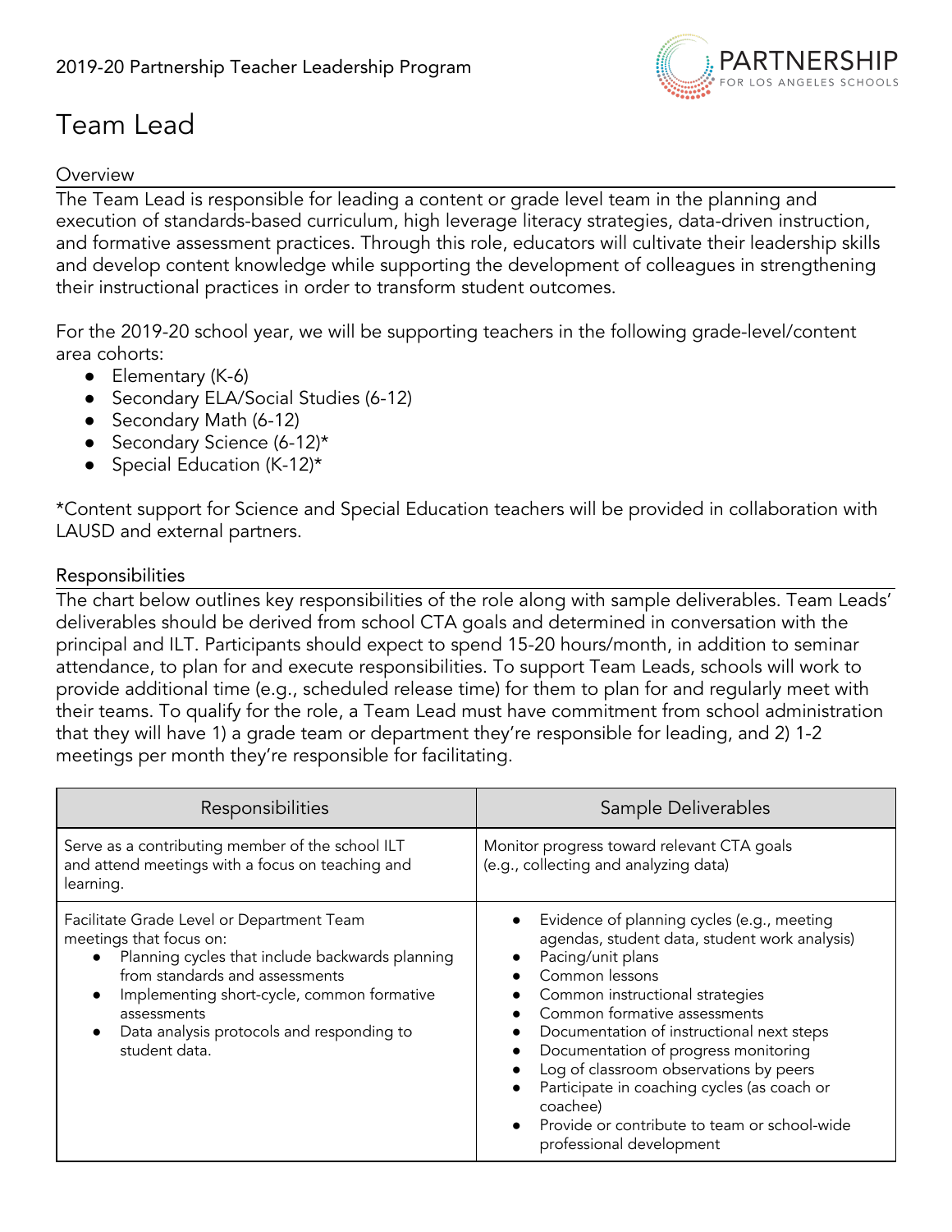2019-20 Partnership Teacher Leadership Program

# Team Lead

## Overview

The Team Lead is responsible for leading a content or grade level team in the planning and execution of standards-based curriculum, high leverage literacy strategies, data-driven instruction, and formative assessment practices. Through this role, educators will cultivate their leadership skills and develop content knowledge while supporting the development of colleagues in strengthening their instructional practices in order to transform student outcomes.

For the 2019-20 school year, we will be supporting teachers in the following grade-level/content area cohorts:

- Elementary (K-6)
- Secondary ELA/Social Studies (6-12)
- Secondary Math (6-12)
- Secondary Science (6-12)*
- Special Education (K-12)*

*Content support for Science and Special Education teachers will be provided in collaboration with LAUSD and external partners.

## Responsibilities

The chart below outlines key responsibilities of the role along with sample deliverables. Team Leads' deliverables should be derived from school CTA goals and determined in conversation with the principal and ILT. Participants should expect to spend 15-20 hours/month, in addition to seminar attendance, to plan for and execute responsibilities. To support Team Leads, schools will work to provide additional time (e.g., scheduled release time) for them to plan for and regularly meet with their teams. To qualify for the role, a Team Lead must have commitment from school administration that they will have 1) a grade team or department they're responsible for leading, and 2) 1-2 meetings per month they're responsible for facilitating.

| Responsibilities | Sample Deliverables |
| --- | --- |
| Serve as a contributing member of the school ILT and attend meetings with a focus on teaching and learning. | Monitor progress toward relevant CTA goals (e.g., collecting and analyzing data) |
| Facilitate Grade Level or Department Team meetings that focus on:<br>• Planning cycles that include backwards planning from standards and assessments<br>• Implementing short-cycle, common formative assessments<br>• Data analysis protocols and responding to student data. | • Evidence of planning cycles (e.g., meeting agendas, student data, student work analysis)<br>• Pacing/unit plans<br>• Common lessons<br>• Common instructional strategies<br>• Common formative assessments<br>• Documentation of instructional next steps<br>• Documentation of progress monitoring<br>• Log of classroom observations by peers<br>• Participate in coaching cycles (as coach or coachee)<br>• Provide or contribute to team or school-wide professional development |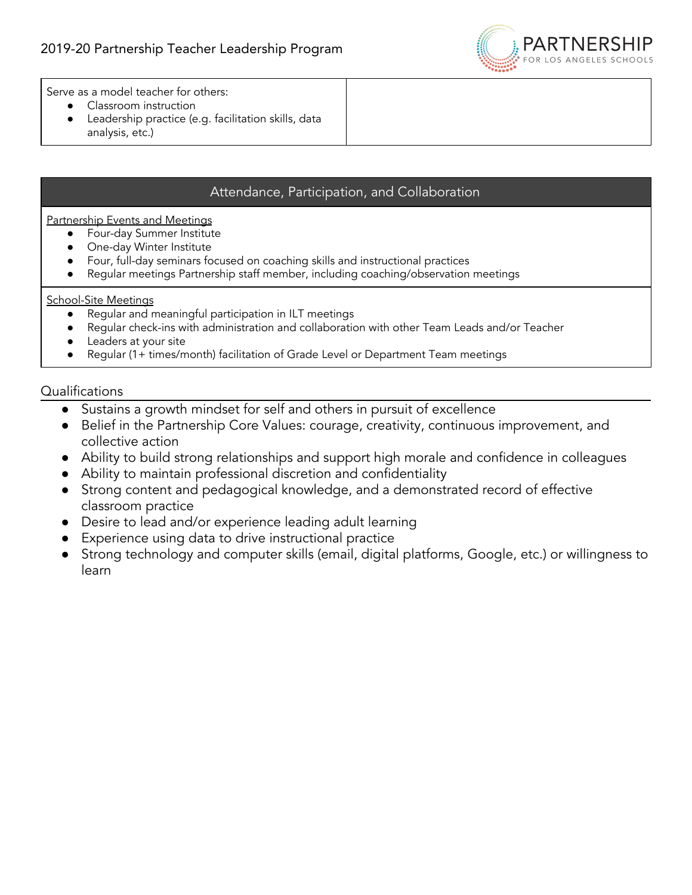| Serve as a model teacher for others:<br>• Classroom instruction<br>• Leadership practice (e.g. facilitation skills, data analysis, etc.) | |
|---|---|

| Attendance, Participation, and Collaboration |
|---|
| Partnership Events and Meetings<br>• Four-day Summer Institute<br>• One-day Winter Institute<br>• Four, full-day seminars focused on coaching skills and instructional practices<br>• Regular meetings Partnership staff member, including coaching/observation meetings |
| School-Site Meetings<br>• Regular and meaningful participation in ILT meetings<br>• Regular check-ins with administration and collaboration with other Team Leads and/or Teacher<br>• Leaders at your site<br>• Regular (1+ times/month) facilitation of Grade Level or Department Team meetings |

## Qualifications

- Sustains a growth mindset for self and others in pursuit of excellence
- Belief in the Partnership Core Values: courage, creativity, continuous improvement, and collective action
- Ability to build strong relationships and support high morale and confidence in colleagues
- Ability to maintain professional discretion and confidentiality
- Strong content and pedagogical knowledge, and a demonstrated record of effective classroom practice
- Desire to lead and/or experience leading adult learning
- Experience using data to drive instructional practice
- Strong technology and computer skills (email, digital platforms, Google, etc.) or willingness to learn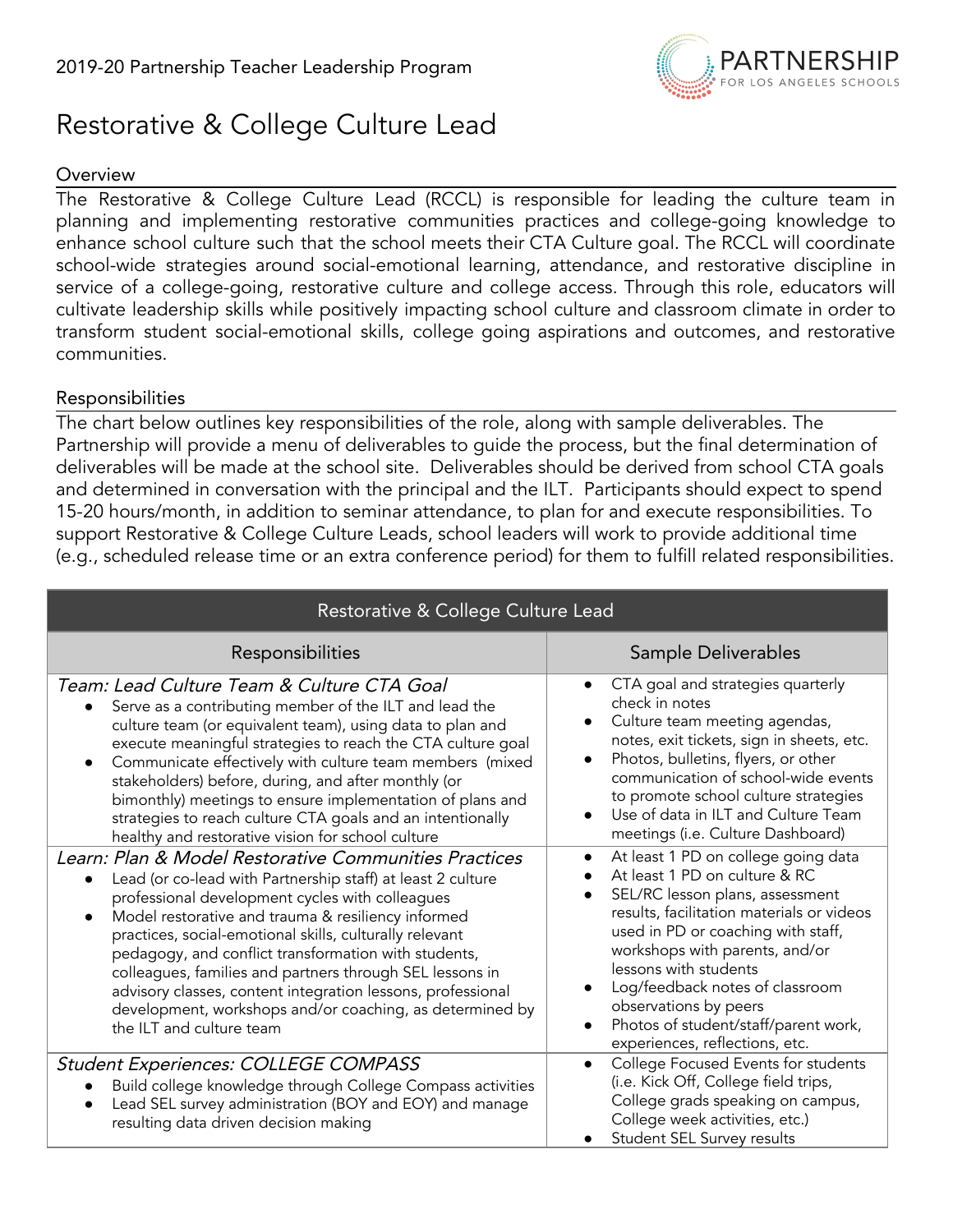2019-20 Partnership Teacher Leadership Program

# Restorative & College Culture Lead

## Overview

The Restorative & College Culture Lead (RCCL) is responsible for leading the culture team in planning and implementing restorative communities practices and college-going knowledge to enhance school culture such that the school meets their CTA Culture goal. The RCCL will coordinate school-wide strategies around social-emotional learning, attendance, and restorative discipline in service of a college-going, restorative culture and college access. Through this role, educators will cultivate leadership skills while positively impacting school culture and classroom climate in order to transform student social-emotional skills, college going aspirations and outcomes, and restorative communities.

## Responsibilities

The chart below outlines key responsibilities of the role, along with sample deliverables. The Partnership will provide a menu of deliverables to guide the process, but the final determination of deliverables will be made at the school site. Deliverables should be derived from school CTA goals and determined in conversation with the principal and the ILT. Participants should expect to spend 15-20 hours/month, in addition to seminar attendance, to plan for and execute responsibilities. To support Restorative & College Culture Leads, school leaders will work to provide additional time (e.g., scheduled release time or an extra conference period) for them to fulfill related responsibilities.

| Restorative & College Culture Lead | |
|---|---|
| **Responsibilities** | **Sample Deliverables** |
| *Team: Lead Culture Team & Culture CTA Goal*<br>• Serve as a contributing member of the ILT and lead the culture team (or equivalent team), using data to plan and execute meaningful strategies to reach the CTA culture goal<br>• Communicate effectively with culture team members (mixed stakeholders) before, during, and after monthly (or bimonthly) meetings to ensure implementation of plans and strategies to reach culture CTA goals and an intentionally healthy and restorative vision for school culture | • CTA goal and strategies quarterly check in notes<br>• Culture team meeting agendas, notes, exit tickets, sign in sheets, etc.<br>• Photos, bulletins, flyers, or other communication of school-wide events to promote school culture strategies<br>• Use of data in ILT and Culture Team meetings (i.e. Culture Dashboard) |
| *Learn: Plan & Model Restorative Communities Practices*<br>• Lead (or co-lead with Partnership staff) at least 2 culture professional development cycles with colleagues<br>• Model restorative and trauma & resiliency informed practices, social-emotional skills, culturally relevant pedagogy, and conflict transformation with students, colleagues, families and partners through SEL lessons in advisory classes, content integration lessons, professional development, workshops and/or coaching, as determined by the ILT and culture team | • At least 1 PD on college going data<br>• At least 1 PD on culture & RC<br>• SEL/RC lesson plans, assessment results, facilitation materials or videos used in PD or coaching with staff, workshops with parents, and/or lessons with students<br>• Log/feedback notes of classroom observations by peers<br>• Photos of student/staff/parent work, experiences, reflections, etc. |
| *Student Experiences: COLLEGE COMPASS*<br>• Build college knowledge through College Compass activities<br>• Lead SEL survey administration (BOY and EOY) and manage resulting data driven decision making | • College Focused Events for students (i.e. Kick Off, College field trips, College grads speaking on campus, College week activities, etc.)<br>• Student SEL Survey results |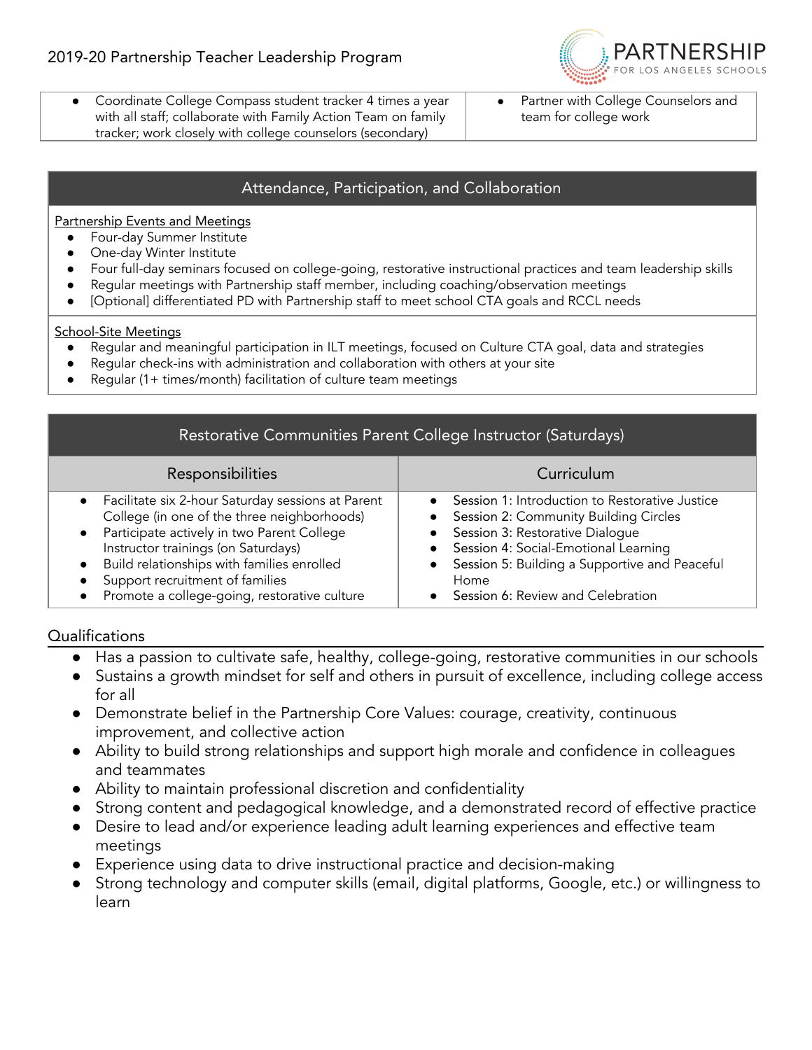| | |
|---|---|
| • Coordinate College Compass student tracker 4 times a year with all staff; collaborate with Family Action Team on family tracker; work closely with college counselors (secondary) | • Partner with College Counselors and team for college work |

## Attendance, Participation, and Collaboration

Partnership Events and Meetings

- Four-day Summer Institute
- One-day Winter Institute
- Four full-day seminars focused on college-going, restorative instructional practices and team leadership skills
- Regular meetings with Partnership staff member, including coaching/observation meetings
- [Optional] differentiated PD with Partnership staff to meet school CTA goals and RCCL needs

School-Site Meetings

- Regular and meaningful participation in ILT meetings, focused on Culture CTA goal, data and strategies
- Regular check-ins with administration and collaboration with others at your site
- Regular (1+ times/month) facilitation of culture team meetings

## Restorative Communities Parent College Instructor (Saturdays)

| Responsibilities | Curriculum |
|---|---|
| • Facilitate six 2-hour Saturday sessions at Parent College (in one of the three neighborhoods)<br>• Participate actively in two Parent College Instructor trainings (on Saturdays)<br>• Build relationships with families enrolled<br>• Support recruitment of families<br>• Promote a college-going, restorative culture | • Session 1: Introduction to Restorative Justice<br>• Session 2: Community Building Circles<br>• Session 3: Restorative Dialogue<br>• Session 4: Social-Emotional Learning<br>• Session 5: Building a Supportive and Peaceful Home<br>• Session 6: Review and Celebration |

## Qualifications

- Has a passion to cultivate safe, healthy, college-going, restorative communities in our schools
- Sustains a growth mindset for self and others in pursuit of excellence, including college access for all
- Demonstrate belief in the Partnership Core Values: courage, creativity, continuous improvement, and collective action
- Ability to build strong relationships and support high morale and confidence in colleagues and teammates
- Ability to maintain professional discretion and confidentiality
- Strong content and pedagogical knowledge, and a demonstrated record of effective practice
- Desire to lead and/or experience leading adult learning experiences and effective team meetings
- Experience using data to drive instructional practice and decision-making
- Strong technology and computer skills (email, digital platforms, Google, etc.) or willingness to learn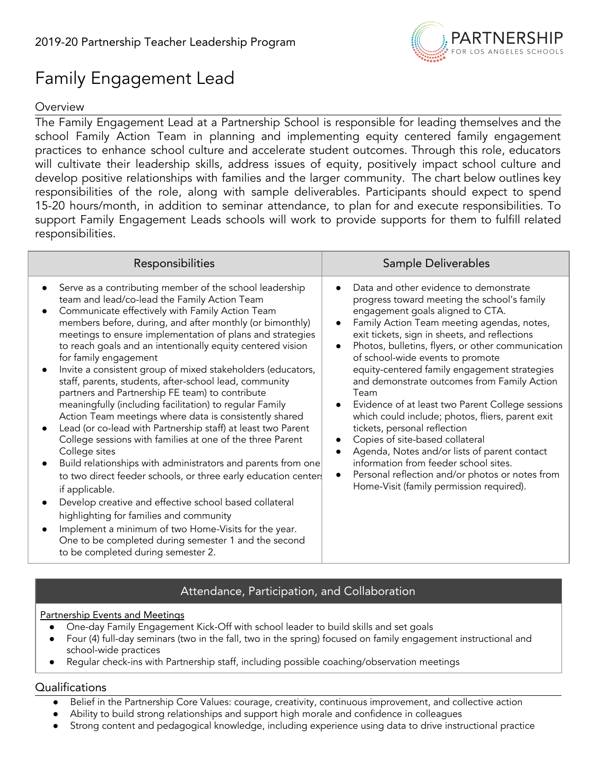2019-20 Partnership Teacher Leadership Program

# Family Engagement Lead

## Overview

The Family Engagement Lead at a Partnership School is responsible for leading themselves and the school Family Action Team in planning and implementing equity centered family engagement practices to enhance school culture and accelerate student outcomes. Through this role, educators will cultivate their leadership skills, address issues of equity, positively impact school culture and develop positive relationships with families and the larger community. The chart below outlines key responsibilities of the role, along with sample deliverables. Participants should expect to spend 15-20 hours/month, in addition to seminar attendance, to plan for and execute responsibilities. To support Family Engagement Leads schools will work to provide supports for them to fulfill related responsibilities.

| Responsibilities | Sample Deliverables |
|---|---|
| • Serve as a contributing member of the school leadership team and lead/co-lead the Family Action Team<br>• Communicate effectively with Family Action Team members before, during, and after monthly (or bimonthly) meetings to ensure implementation of plans and strategies to reach goals and an intentionally equity centered vision for family engagement<br>• Invite a consistent group of mixed stakeholders (educators, staff, parents, students, after-school lead, community partners and Partnership FE team) to contribute meaningfully (including facilitation) to regular Family Action Team meetings where data is consistently shared<br>• Lead (or co-lead with Partnership staff) at least two Parent College sessions with families at one of the three Parent College sites<br>• Build relationships with administrators and parents from one to two direct feeder schools, or three early education centers if applicable.<br>• Develop creative and effective school based collateral highlighting for families and community<br>• Implement a minimum of two Home-Visits for the year. One to be completed during semester 1 and the second to be completed during semester 2. | • Data and other evidence to demonstrate progress toward meeting the school's family engagement goals aligned to CTA.<br>• Family Action Team meeting agendas, notes, exit tickets, sign in sheets, and reflections<br>• Photos, bulletins, flyers, or other communication of school-wide events to promote equity-centered family engagement strategies and demonstrate outcomes from Family Action Team<br>• Evidence of at least two Parent College sessions which could include; photos, fliers, parent exit tickets, personal reflection<br>• Copies of site-based collateral<br>• Agenda, Notes and/or lists of parent contact information from feeder school sites.<br>• Personal reflection and/or photos or notes from Home-Visit (family permission required). |

## Attendance, Participation, and Collaboration

Partnership Events and Meetings

- One-day Family Engagement Kick-Off with school leader to build skills and set goals
- Four (4) full-day seminars (two in the fall, two in the spring) focused on family engagement instructional and school-wide practices
- Regular check-ins with Partnership staff, including possible coaching/observation meetings

## Qualifications

- Belief in the Partnership Core Values: courage, creativity, continuous improvement, and collective action
- Ability to build strong relationships and support high morale and confidence in colleagues
- Strong content and pedagogical knowledge, including experience using data to drive instructional practice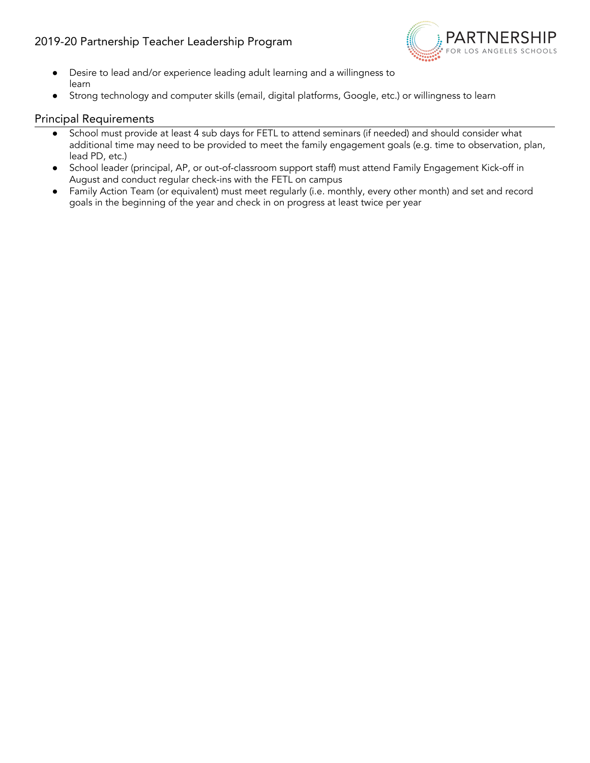- Desire to lead and/or experience leading adult learning and a willingness to learn
- Strong technology and computer skills (email, digital platforms, Google, etc.) or willingness to learn

## Principal Requirements

- School must provide at least 4 sub days for FETL to attend seminars (if needed) and should consider what additional time may need to be provided to meet the family engagement goals (e.g. time to observation, plan, lead PD, etc.)
- School leader (principal, AP, or out-of-classroom support staff) must attend Family Engagement Kick-off in August and conduct regular check-ins with the FETL on campus
- Family Action Team (or equivalent) must meet regularly (i.e. monthly, every other month) and set and record goals in the beginning of the year and check in on progress at least twice per year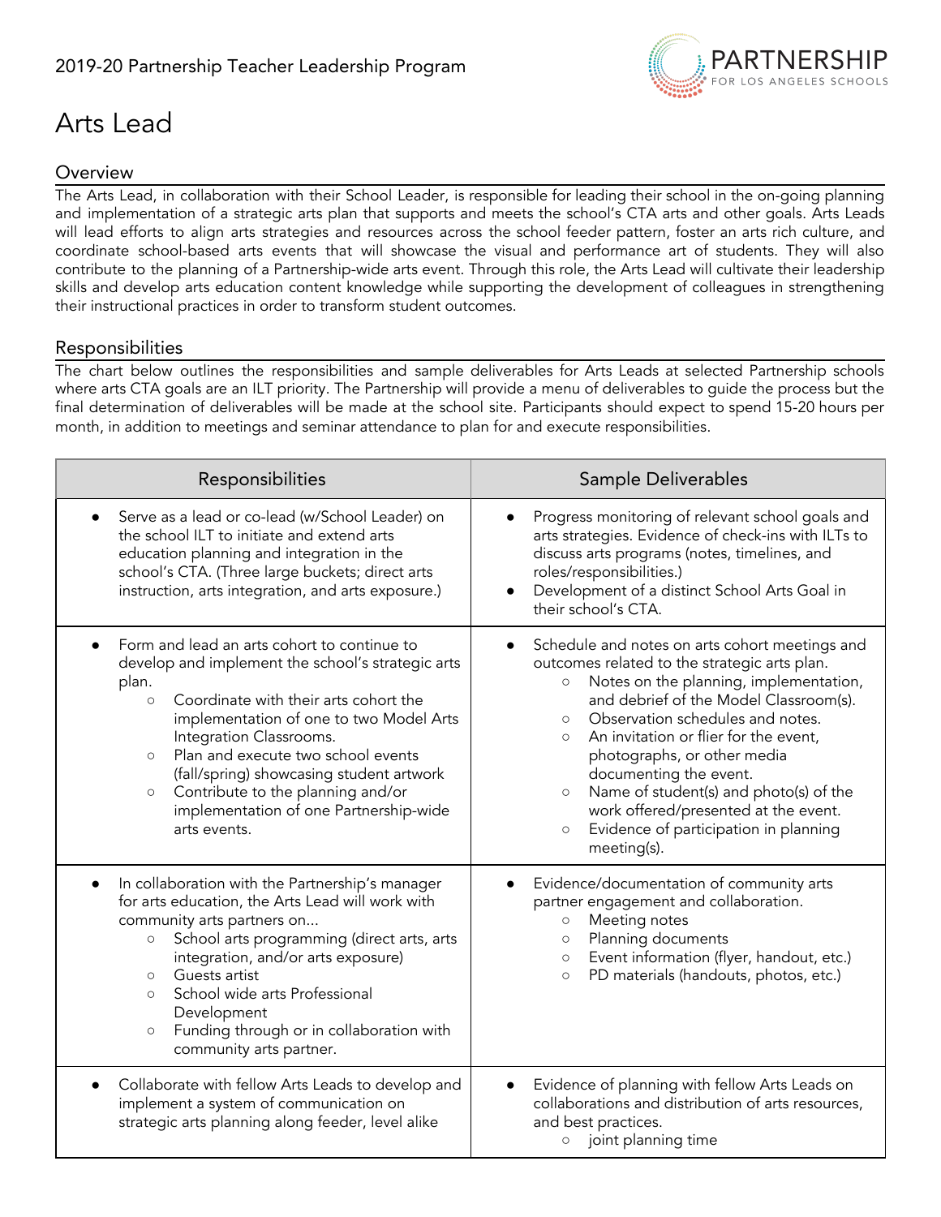2019-20 Partnership Teacher Leadership Program

# Arts Lead

## Overview

The Arts Lead, in collaboration with their School Leader, is responsible for leading their school in the on-going planning and implementation of a strategic arts plan that supports and meets the school's CTA arts and other goals. Arts Leads will lead efforts to align arts strategies and resources across the school feeder pattern, foster an arts rich culture, and coordinate school-based arts events that will showcase the visual and performance art of students. They will also contribute to the planning of a Partnership-wide arts event. Through this role, the Arts Lead will cultivate their leadership skills and develop arts education content knowledge while supporting the development of colleagues in strengthening their instructional practices in order to transform student outcomes.

## Responsibilities

The chart below outlines the responsibilities and sample deliverables for Arts Leads at selected Partnership schools where arts CTA goals are an ILT priority. The Partnership will provide a menu of deliverables to guide the process but the final determination of deliverables will be made at the school site. Participants should expect to spend 15-20 hours per month, in addition to meetings and seminar attendance to plan for and execute responsibilities.

| Responsibilities | Sample Deliverables |
| --- | --- |
| • Serve as a lead or co-lead (w/School Leader) on the school ILT to initiate and extend arts education planning and integration in the school's CTA. (Three large buckets; direct arts instruction, arts integration, and arts exposure.) | • Progress monitoring of relevant school goals and arts strategies. Evidence of check-ins with ILTs to discuss arts programs (notes, timelines, and roles/responsibilities.)<br>• Development of a distinct School Arts Goal in their school's CTA. |
| • Form and lead an arts cohort to continue to develop and implement the school's strategic arts plan.<br>  ○ Coordinate with their arts cohort the implementation of one to two Model Arts Integration Classrooms.<br>  ○ Plan and execute two school events (fall/spring) showcasing student artwork<br>  ○ Contribute to the planning and/or implementation of one Partnership-wide arts events. | • Schedule and notes on arts cohort meetings and outcomes related to the strategic arts plan.<br>  ○ Notes on the planning, implementation, and debrief of the Model Classroom(s).<br>  ○ Observation schedules and notes.<br>  ○ An invitation or flier for the event, photographs, or other media documenting the event.<br>  ○ Name of student(s) and photo(s) of the work offered/presented at the event.<br>  ○ Evidence of participation in planning meeting(s). |
| • In collaboration with the Partnership's manager for arts education, the Arts Lead will work with community arts partners on...<br>  ○ School arts programming (direct arts, arts integration, and/or arts exposure)<br>  ○ Guests artist<br>  ○ School wide arts Professional Development<br>  ○ Funding through or in collaboration with community arts partner. | • Evidence/documentation of community arts partner engagement and collaboration.<br>  ○ Meeting notes<br>  ○ Planning documents<br>  ○ Event information (flyer, handout, etc.)<br>  ○ PD materials (handouts, photos, etc.) |
| • Collaborate with fellow Arts Leads to develop and implement a system of communication on strategic arts planning along feeder, level alike | • Evidence of planning with fellow Arts Leads on collaborations and distribution of arts resources, and best practices.<br>  ○ joint planning time |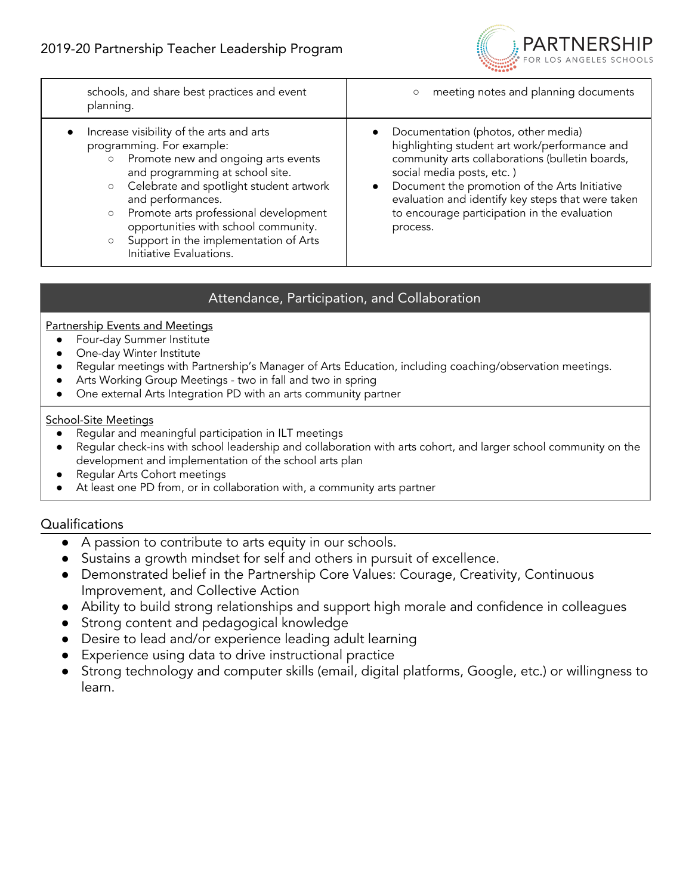| | |
|---|---|
| schools, and share best practices and event planning. | ○ meeting notes and planning documents |
| • Increase visibility of the arts and arts programming. For example:<br>○ Promote new and ongoing arts events and programming at school site.<br>○ Celebrate and spotlight student artwork and performances.<br>○ Promote arts professional development opportunities with school community.<br>○ Support in the implementation of Arts Initiative Evaluations. | • Documentation (photos, other media) highlighting student art work/performance and community arts collaborations (bulletin boards, social media posts, etc. )<br>• Document the promotion of the Arts Initiative evaluation and identify key steps that were taken to encourage participation in the evaluation process. |

## Attendance, Participation, and Collaboration

Partnership Events and Meetings

- Four-day Summer Institute
- One-day Winter Institute
- Regular meetings with Partnership's Manager of Arts Education, including coaching/observation meetings.
- Arts Working Group Meetings - two in fall and two in spring
- One external Arts Integration PD with an arts community partner

School-Site Meetings

- Regular and meaningful participation in ILT meetings
- Regular check-ins with school leadership and collaboration with arts cohort, and larger school community on the development and implementation of the school arts plan
- Regular Arts Cohort meetings
- At least one PD from, or in collaboration with, a community arts partner

## Qualifications

- A passion to contribute to arts equity in our schools.
- Sustains a growth mindset for self and others in pursuit of excellence.
- Demonstrated belief in the Partnership Core Values: Courage, Creativity, Continuous Improvement, and Collective Action
- Ability to build strong relationships and support high morale and confidence in colleagues
- Strong content and pedagogical knowledge
- Desire to lead and/or experience leading adult learning
- Experience using data to drive instructional practice
- Strong technology and computer skills (email, digital platforms, Google, etc.) or willingness to learn.